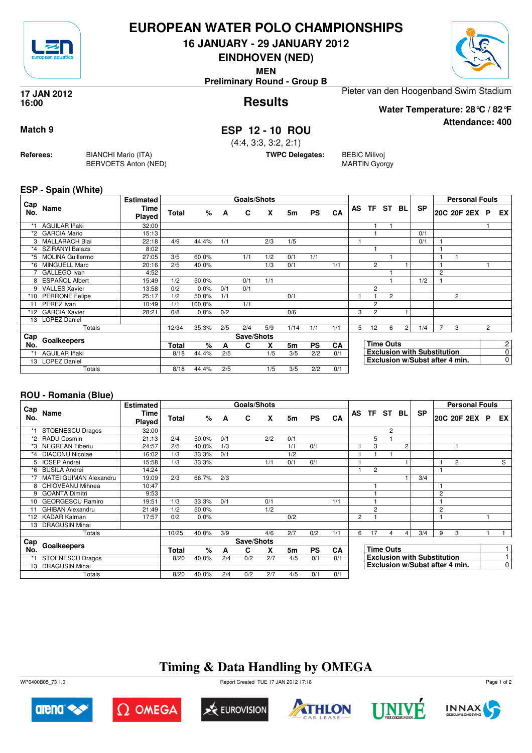# EUROPEAN WATER POLO CHAMPIONSHIPS

**16 JANUARY - 29 JANUARY 2012**

**EINDHOVEN (NED)**

**MEN**

**Preliminary Round - Group B**

**17 JAN 2012**
**16:00**

## Results

Pieter van den Hoogenband Swim Stadium

**Water Temperature: 28°C / 82°F**

**Attendance: 400**

**Match 9**

## ESP 12 - 10 ROU

(4:4, 3:3, 3:2, 2:1)

**Referees:** BIANCHI Mario (ITA), BERVOETS Anton (NED)

**TWPC Delegates:** BEBIC Milivoj, MARTIN Gyorgy

### ESP - Spain (White)

| Cap No. | Name | Estimated Time Played | Total | % | A | C | X | 5m | PS | CA | AS | TF | ST | BL | SP | 20C | 20F | 2EX | P | EX |
|---|---|---|---|---|---|---|---|---|---|---|---|---|---|---|---|---|---|---|---|---|
| *1 | AGUILAR Iñaki | 32:00 | | | | | | | | | | 1 | 1 | | | | | | 1 | |
| *2 | GARCIA Mario | 15:13 | | | | | | | | | | 1 | | | 0/1 | | | | | |
| 3 | MALLARACH Blai | 22:18 | 4/9 | 44.4% | 1/1 | | 2/3 | 1/5 | | | 1 | | | | 0/1 | 1 | | | | |
| *4 | SZIRANYI Balazs | 8:02 | | | | | | | | | | 1 | | | | 1 | | | | |
| *5 | MOLINA Guillermo | 27:05 | 3/5 | 60.0% | | 1/1 | 1/2 | 0/1 | 1/1 | | | | 1 | | | 1 | 1 | | | |
| *6 | MINGUELL Marc | 20:16 | 2/5 | 40.0% | | | 1/3 | 0/1 | | 1/1 | | 2 | | 1 | | 1 | | | 1 | |
| 7 | GALLEGO Ivan | 4:52 | | | | | | | | | | | 1 | | | 2 | | | | |
| 8 | ESPAÑOL Albert | 15:49 | 1/2 | 50.0% | | 0/1 | 1/1 | | | | | | 1 | | 1/2 | 1 | | | | |
| 9 | VALLES Xavier | 13:58 | 0/2 | 0.0% | 0/1 | 0/1 | | | | | | 2 | | | | | | | | |
| *10 | PERRONE Felipe | 25:17 | 1/2 | 50.0% | 1/1 | | | 0/1 | | | 1 | 1 | 2 | | | | 2 | | | |
| 11 | PEREZ Ivan | 10:49 | 1/1 | 100.0% | | 1/1 | | | | | | 2 | | | | | | | | |
| *12 | GARCIA Xavier | 28:21 | 0/8 | 0.0% | 0/2 | | | 0/6 | | | 3 | 2 | | 1 | | | | | | |
| 13 | LOPEZ Daniel | | | | | | | | | | | | | | | | | | | |
| | Totals | | 12/34 | 35.3% | 2/5 | 2/4 | 5/9 | 1/14 | 1/1 | 1/1 | 5 | 12 | 6 | 2 | 1/4 | 7 | 3 | | 2 | |

| Cap No. | Goalkeepers | Total | % | A | C | X | 5m | PS | CA |
|---|---|---|---|---|---|---|---|---|---|
| *1 | AGUILAR Iñaki | 8/18 | 44.4% | 2/5 | | 1/5 | 3/5 | 2/2 | 0/1 |
| 13 | LOPEZ Daniel | | | | | | | | |
| | Totals | 8/18 | 44.4% | 2/5 | | 1/5 | 3/5 | 2/2 | 0/1 |

| | |
|---|---|
| Time Outs | 2 |
| Exclusion with Substitution | 0 |
| Exclusion w/Subst after 4 min. | 0 |

### ROU - Romania (Blue)

| Cap No. | Name | Estimated Time Played | Total | % | A | C | X | 5m | PS | CA | AS | TF | ST | BL | SP | 20C | 20F | 2EX | P | EX |
|---|---|---|---|---|---|---|---|---|---|---|---|---|---|---|---|---|---|---|---|---|
| *1 | STOENESCU Dragos | 32:00 | | | | | | | | | | | 2 | | | | | | | |
| *2 | RADU Cosmin | 21:13 | 2/4 | 50.0% | 0/1 | | 2/2 | 0/1 | | | | 5 | 1 | | | | | | | |
| *3 | NEGREAN Tiberiu | 24:57 | 2/5 | 40.0% | 1/3 | | | 1/1 | 0/1 | | 1 | 3 | | 2 | | | 1 | | | |
| *4 | DIACONU Nicolae | 16:02 | 1/3 | 33.3% | 0/1 | | | 1/2 | | | 1 | 1 | 1 | | | | | | | |
| 5 | IOSEP Andrei | 15:58 | 1/3 | 33.3% | | | 1/1 | 0/1 | 0/1 | | 1 | | | 1 | | 1 | 2 | | | S |
| *6 | BUSILA Andrei | 14:24 | | | | | | | | | 1 | 2 | | | | 1 | | | | |
| *7 | MATEI GUIMAN Alexandru | 19:09 | 2/3 | 66.7% | 2/3 | | | | | | | | | 1 | 3/4 | | | | | |
| 8 | CHIOVEANU Mihnea | 10:47 | | | | | | | | | | 1 | | | | 1 | | | | |
| 9 | GOANTA Dimitri | 9:53 | | | | | | | | | | 1 | | | | 2 | | | | |
| 10 | GEORGESCU Ramiro | 19:51 | 1/3 | 33.3% | 0/1 | | 0/1 | | | 1/1 | | 1 | | | | 1 | | | | |
| 11 | GHIBAN Alexandru | 21:49 | 1/2 | 50.0% | | | 1/2 | | | | | 2 | | | | 2 | | | | |
| *12 | KADAR Kalman | 17:57 | 0/2 | 0.0% | | | | 0/2 | | | 2 | 1 | | | | 1 | | | 1 | |
| 13 | DRAGUSIN Mihai | | | | | | | | | | | | | | | | | | | |
| | Totals | | 10/25 | 40.0% | 3/9 | | 4/6 | 2/7 | 0/2 | 1/1 | 6 | 17 | 4 | 4 | 3/4 | 9 | 3 | | 1 | 1 |

| Cap No. | Goalkeepers | Total | % | A | C | X | 5m | PS | CA |
|---|---|---|---|---|---|---|---|---|---|
| *1 | STOENESCU Dragos | 8/20 | 40.0% | 2/4 | 0/2 | 2/7 | 4/5 | 0/1 | 0/1 |
| 13 | DRAGUSIN Mihai | | | | | | | | |
| | Totals | 8/20 | 40.0% | 2/4 | 0/2 | 2/7 | 4/5 | 0/1 | 0/1 |

| | |
|---|---|
| Time Outs | 1 |
| Exclusion with Substitution | 1 |
| Exclusion w/Subst after 4 min. | 0 |

## Timing & Data Handling by OMEGA

WP0400B05_73 1.0 Report Created TUE 17 JAN 2012 17:18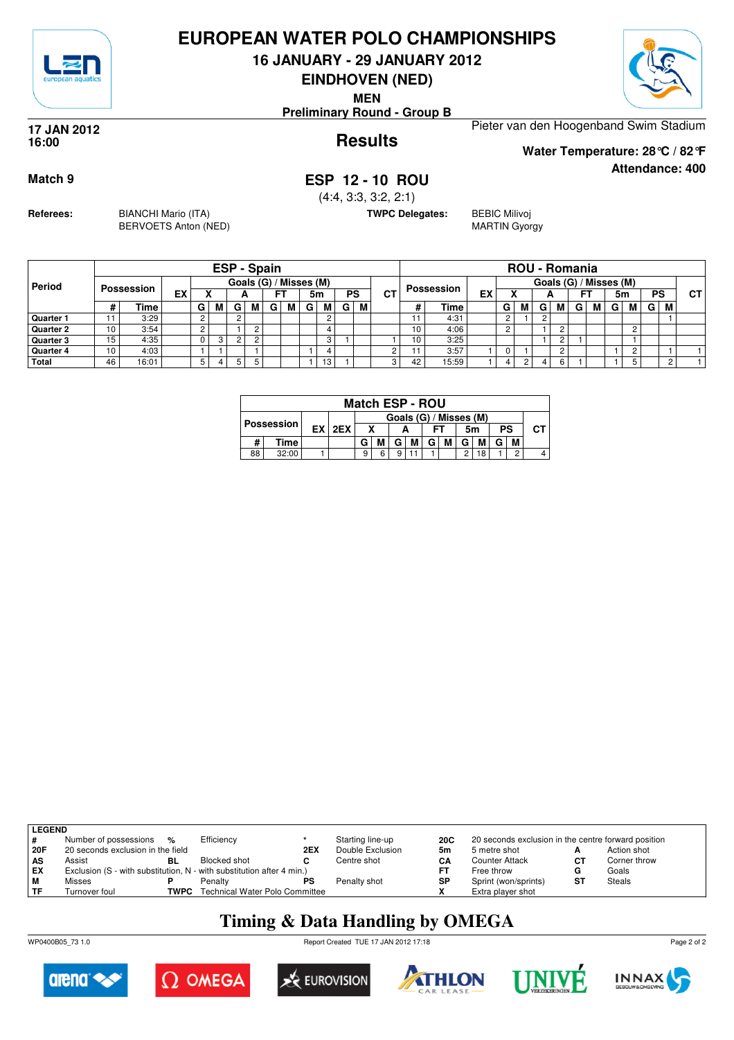# EUROPEAN WATER POLO CHAMPIONSHIPS

**16 JANUARY - 29 JANUARY 2012**

**EINDHOVEN (NED)**

**MEN**

**Preliminary Round - Group B**

**17 JAN 2012**
**16:00**

## Results

Pieter van den Hoogenband Swim Stadium

**Water Temperature: 28°C / 82°F**

**Attendance: 400**

**Match 9**

## ESP 12 - 10 ROU

(4:4, 3:3, 3:2, 2:1)

**Referees:** BIANCHI Mario (ITA), BERVOETS Anton (NED)

**TWPC Delegates:** BEBIC Milivoj, MARTIN Gyorgy

| Period | ESP - Spain | | | | | | | | | | | | | | ROU - Romania | | | | | | | | | | | | | |
|---|---|---|---|---|---|---|---|---|---|---|---|---|---|---|---|---|---|---|---|---|---|---|---|---|---|---|---|---|
| | Possession | | EX | Goals (G) / Misses (M) | | | | | | | | | | CT | Possession | | EX | Goals (G) / Misses (M) | | | | | | | | | | CT |
| | | | | X | | A | | FT | | 5m | | PS | | | | | | X | | A | | FT | | 5m | | PS | | |
| | # | Time | | G | M | G | M | G | M | G | M | G | M | | # | Time | | G | M | G | M | G | M | G | M | G | M | |
| Quarter 1 | 11 | 3:29 | | 2 | | 2 | | | | | 2 | | | | 11 | 4:31 | | 2 | 1 | 2 | | | | | | | 1 | |
| Quarter 2 | 10 | 3:54 | | 2 | | 1 | 2 | | | | 4 | | | | 10 | 4:06 | | 2 | | 1 | 2 | | | | 2 | | | |
| Quarter 3 | 15 | 4:35 | | 0 | 3 | 2 | 2 | | | | 3 | 1 | | 1 | 10 | 3:25 | | | | 1 | 2 | 1 | | | 1 | | | |
| Quarter 4 | 10 | 4:03 | | 1 | 1 | | 1 | | | 1 | 4 | | | 2 | 11 | 3:57 | 1 | 0 | 1 | | 2 | | | 1 | 2 | | 1 | 1 |
| Total | 46 | 16:01 | | 5 | 4 | 5 | 5 | | | 1 | 13 | 1 | | 3 | 42 | 15:59 | 1 | 4 | 2 | 4 | 6 | 1 | | 1 | 5 | | 2 | 1 |

| Match ESP - ROU | | | | | | | | | | | | | | |
|---|---|---|---|---|---|---|---|---|---|---|---|---|---|---|
| Possession | | EX | 2EX | Goals (G) / Misses (M) | | | | | | | | | | CT |
| | | | | X | | A | | FT | | 5m | | PS | | |
| # | Time | | | G | M | G | M | G | M | G | M | G | M | |
| 88 | 32:00 | 1 | | 9 | 6 | 9 | 11 | 1 | | 2 | 18 | 1 | 2 | 4 |

**LEGEND**

| | | | | | | | |
|---|---|---|---|---|---|---|---|
| # | Number of possessions | % | Efficiency | * | Starting line-up | 20C | 20 seconds exclusion in the centre forward position |
| 20F | 20 seconds exclusion in the field | | | 2EX | Double Exclusion | 5m | 5 metre shot |
| AS | Assist | BL | Blocked shot | C | Centre shot | CA | Counter Attack |
| EX | Exclusion (S - with substitution, N - with substitution after 4 min.) | | | | | FT | Free throw |
| M | Misses | P | Penalty | PS | Penalty shot | SP | Sprint (won/sprints) |
| TF | Turnover foul | TWPC | Technical Water Polo Committee | | | X | Extra player shot |

A: Action shot; CT: Corner throw; G: Goals; ST: Steals

## Timing & Data Handling by OMEGA

WP0400B05_73 1.0 Report Created TUE 17 JAN 2012 17:18